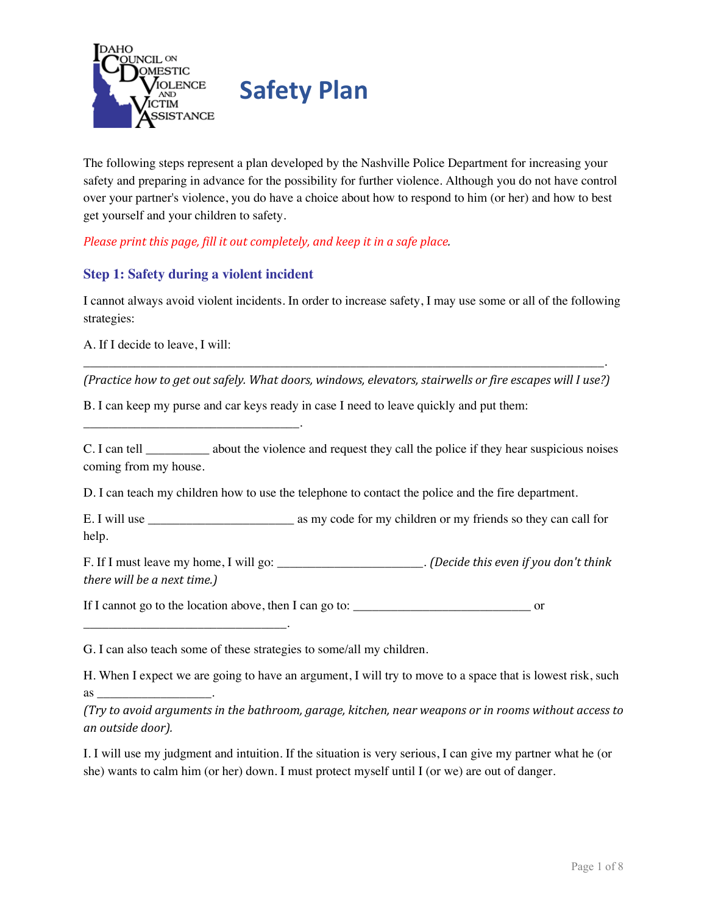Idaho Council on Domestic Violence and Victim Assistance

# Safety Plan

The following steps represent a plan developed by the Nashville Police Department for increasing your safety and preparing in advance for the possibility for further violence. Although you do not have control over your partner's violence, you do have a choice about how to respond to him (or her) and how to best get yourself and your children to safety.

*Please print this page, fill it out completely, and keep it in a safe place.*

## Step 1: Safety during a violent incident

I cannot always avoid violent incidents. In order to increase safety, I may use some or all of the following strategies:

A. If I decide to leave, I will:

________________________________________________________________________________.

*(Practice how to get out safely. What doors, windows, elevators, stairwells or fire escapes will I use?)*

B. I can keep my purse and car keys ready in case I need to leave quickly and put them:

_________________________________.

C. I can tell __________ about the violence and request they call the police if they hear suspicious noises coming from my house.

D. I can teach my children how to use the telephone to contact the police and the fire department.

E. I will use ______________________ as my code for my children or my friends so they can call for help.

F. If I must leave my home, I will go: ______________________. *(Decide this even if you don't think there will be a next time.)*

If I cannot go to the location above, then I can go to: ___________________________ or _______________________________.

G. I can also teach some of these strategies to some/all my children.

H. When I expect we are going to have an argument, I will try to move to a space that is lowest risk, such as _________________.

*(Try to avoid arguments in the bathroom, garage, kitchen, near weapons or in rooms without access to an outside door).*

I. I will use my judgment and intuition. If the situation is very serious, I can give my partner what he (or she) wants to calm him (or her) down. I must protect myself until I (or we) are out of danger.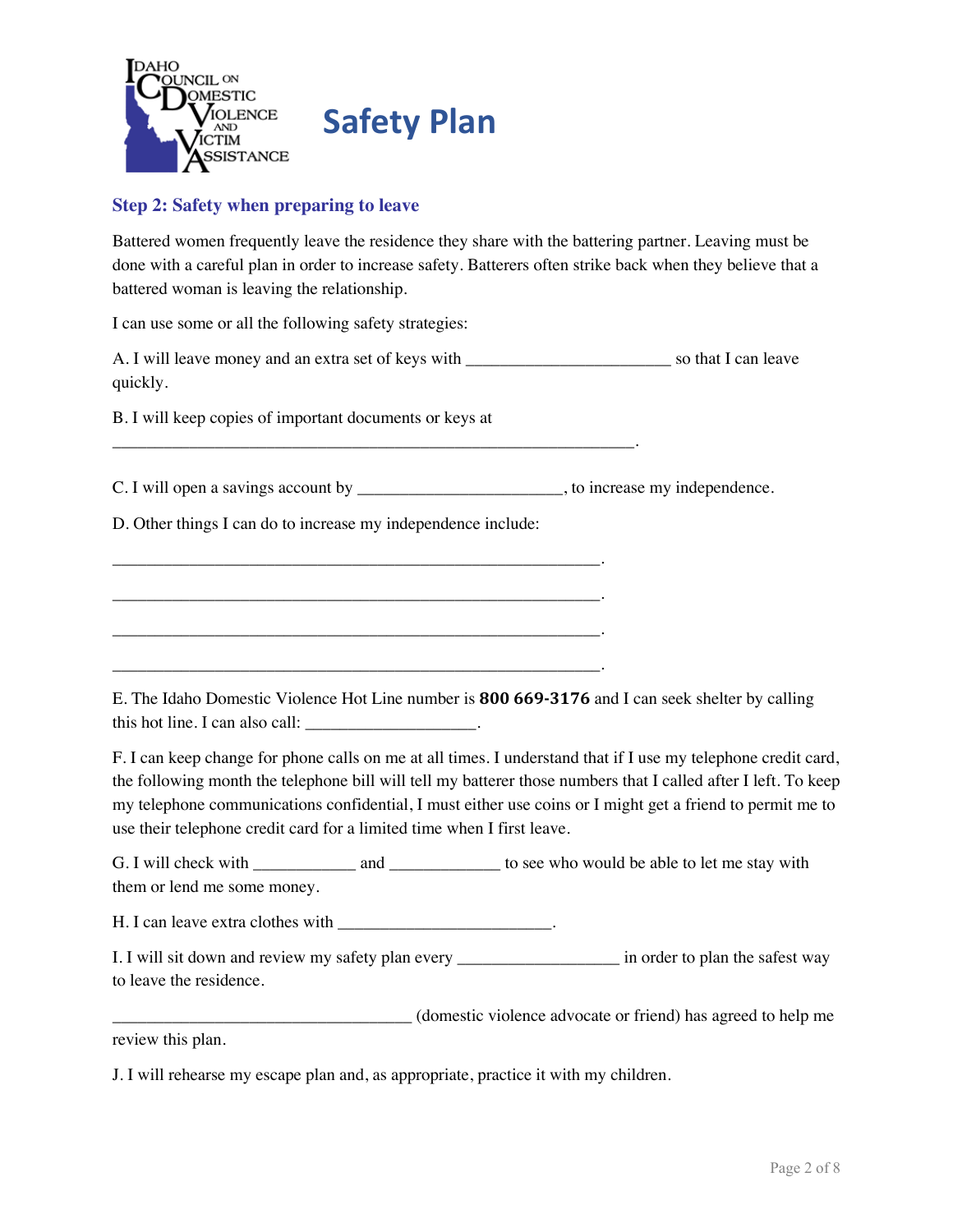# Safety Plan

### Step 2: Safety when preparing to leave

Battered women frequently leave the residence they share with the battering partner. Leaving must be done with a careful plan in order to increase safety. Batterers often strike back when they believe that a battered woman is leaving the relationship.

I can use some or all the following safety strategies:

A. I will leave money and an extra set of keys with ________________________ so that I can leave quickly.

B. I will keep copies of important documents or keys at ______________________________________________________________.

C. I will open a savings account by _______________________, to increase my independence.

D. Other things I can do to increase my independence include:

__________________________________________________________.

__________________________________________________________.

__________________________________________________________.

__________________________________________________________.

E. The Idaho Domestic Violence Hot Line number is **800 669-3176** and I can seek shelter by calling this hot line. I can also call: ____________________.

F. I can keep change for phone calls on me at all times. I understand that if I use my telephone credit card, the following month the telephone bill will tell my batterer those numbers that I called after I left. To keep my telephone communications confidential, I must either use coins or I might get a friend to permit me to use their telephone credit card for a limited time when I first leave.

G. I will check with ____________ and _____________ to see who would be able to let me stay with them or lend me some money.

H. I can leave extra clothes with _________________________.

I. I will sit down and review my safety plan every ___________________ in order to plan the safest way to leave the residence.

___________________________________ (domestic violence advocate or friend) has agreed to help me review this plan.

J. I will rehearse my escape plan and, as appropriate, practice it with my children.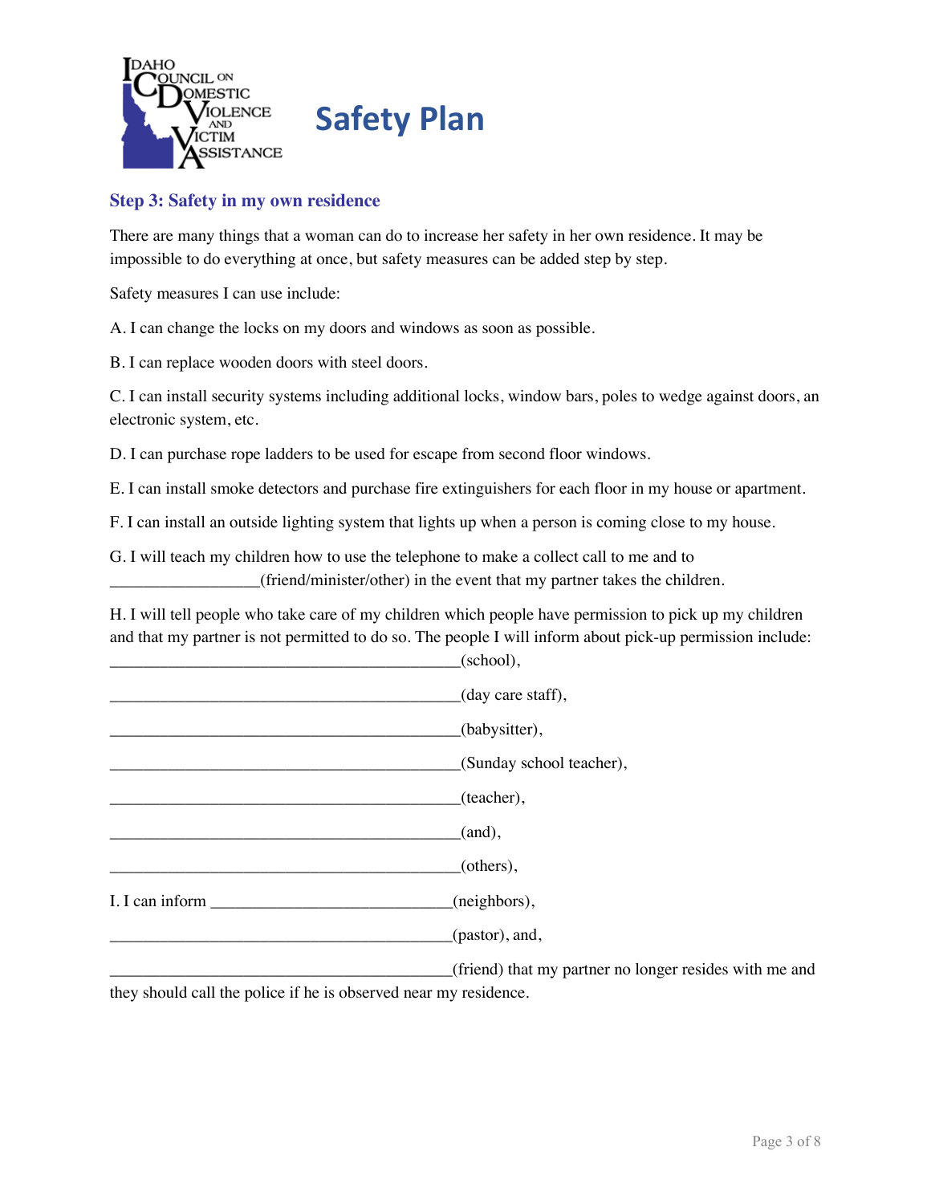# Safety Plan

### Step 3: Safety in my own residence

There are many things that a woman can do to increase her safety in her own residence. It may be impossible to do everything at once, but safety measures can be added step by step.

Safety measures I can use include:

A. I can change the locks on my doors and windows as soon as possible.

B. I can replace wooden doors with steel doors.

C. I can install security systems including additional locks, window bars, poles to wedge against doors, an electronic system, etc.

D. I can purchase rope ladders to be used for escape from second floor windows.

E. I can install smoke detectors and purchase fire extinguishers for each floor in my house or apartment.

F. I can install an outside lighting system that lights up when a person is coming close to my house.

G. I will teach my children how to use the telephone to make a collect call to me and to __________________(friend/minister/other) in the event that my partner takes the children.

H. I will tell people who take care of my children which people have permission to pick up my children and that my partner is not permitted to do so. The people I will inform about pick-up permission include:
___________________________________________(school),

___________________________________________(day care staff),

___________________________________________(babysitter),

___________________________________________(Sunday school teacher),

___________________________________________(teacher),

___________________________________________(and),

___________________________________________(others),

I. I can inform ______________________________(neighbors),

___________________________________________(pastor), and,

___________________________________________(friend) that my partner no longer resides with me and they should call the police if he is observed near my residence.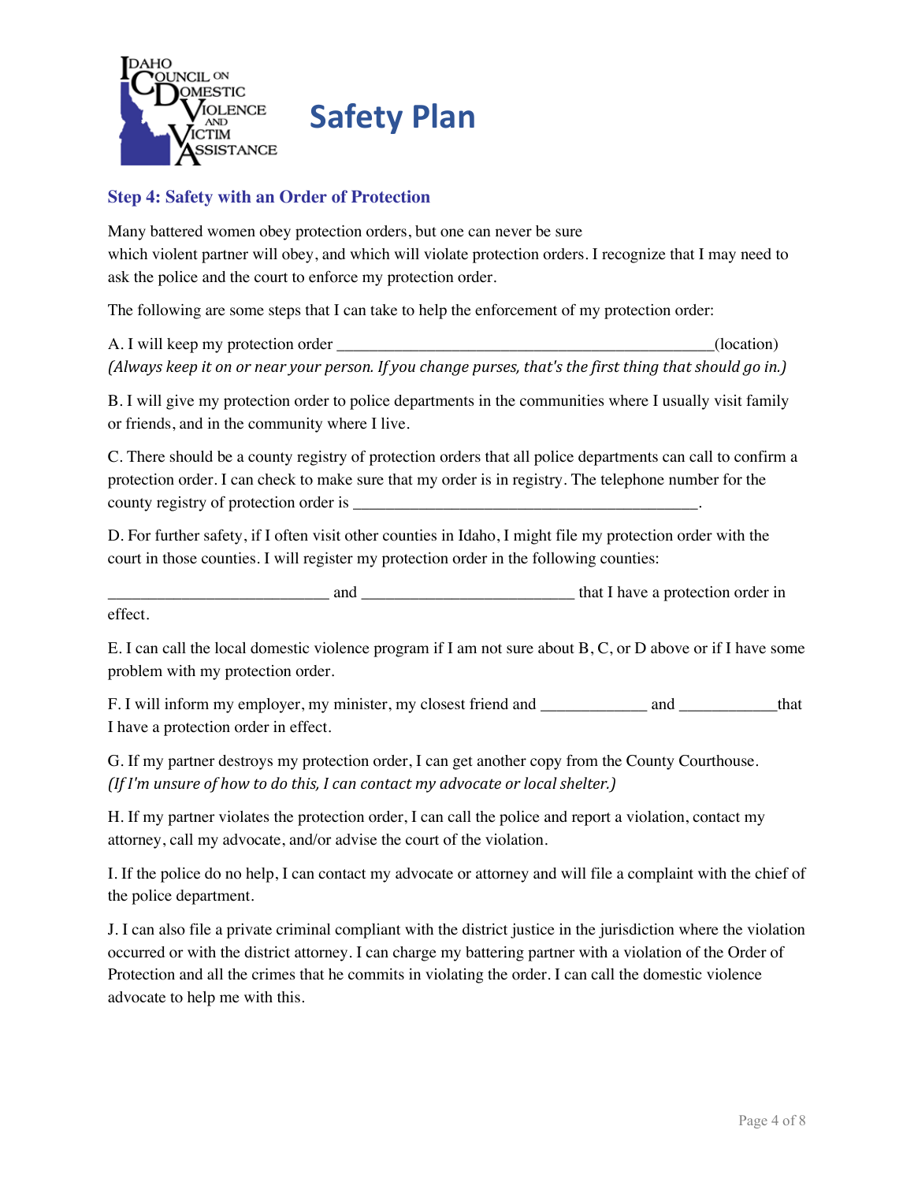IDAHO COUNCIL ON DOMESTIC VIOLENCE AND VICTIM ASSISTANCE

# Safety Plan

## Step 4: Safety with an Order of Protection

Many battered women obey protection orders, but one can never be sure which violent partner will obey, and which will violate protection orders. I recognize that I may need to ask the police and the court to enforce my protection order.

The following are some steps that I can take to help the enforcement of my protection order:

A. I will keep my protection order _______________________________________________(location)
*(Always keep it on or near your person. If you change purses, that's the first thing that should go in.)*

B. I will give my protection order to police departments in the communities where I usually visit family or friends, and in the community where I live.

C. There should be a county registry of protection orders that all police departments can call to confirm a protection order. I can check to make sure that my order is in registry. The telephone number for the county registry of protection order is ____________________________________________.

D. For further safety, if I often visit other counties in Idaho, I might file my protection order with the court in those counties. I will register my protection order in the following counties:

___________________________ and __________________________ that I have a protection order in effect.

E. I can call the local domestic violence program if I am not sure about B, C, or D above or if I have some problem with my protection order.

F. I will inform my employer, my minister, my closest friend and _____________ and ____________that I have a protection order in effect.

G. If my partner destroys my protection order, I can get another copy from the County Courthouse. *(If I'm unsure of how to do this, I can contact my advocate or local shelter.)*

H. If my partner violates the protection order, I can call the police and report a violation, contact my attorney, call my advocate, and/or advise the court of the violation.

I. If the police do no help, I can contact my advocate or attorney and will file a complaint with the chief of the police department.

J. I can also file a private criminal compliant with the district justice in the jurisdiction where the violation occurred or with the district attorney. I can charge my battering partner with a violation of the Order of Protection and all the crimes that he commits in violating the order. I can call the domestic violence advocate to help me with this.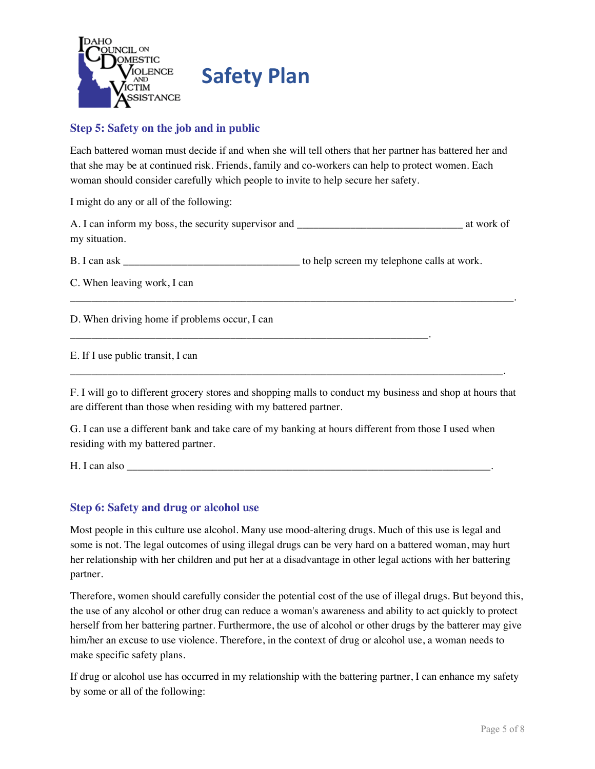# Safety Plan

### Step 5: Safety on the job and in public

Each battered woman must decide if and when she will tell others that her partner has battered her and that she may be at continued risk. Friends, family and co-workers can help to protect women. Each woman should consider carefully which people to invite to help secure her safety.

I might do any or all of the following:

A. I can inform my boss, the security supervisor and _______________________________ at work of my situation.

B. I can ask _________________________________ to help screen my telephone calls at work.

C. When leaving work, I can
__________________________________________________________________________________.

D. When driving home if problems occur, I can
___________________________________________________________________.

E. If I use public transit, I can
_________________________________________________________________________________.

F. I will go to different grocery stores and shopping malls to conduct my business and shop at hours that are different than those when residing with my battered partner.

G. I can use a different bank and take care of my banking at hours different from those I used when residing with my battered partner.

H. I can also ______________________________________________________________________.

### Step 6: Safety and drug or alcohol use

Most people in this culture use alcohol. Many use mood-altering drugs. Much of this use is legal and some is not. The legal outcomes of using illegal drugs can be very hard on a battered woman, may hurt her relationship with her children and put her at a disadvantage in other legal actions with her battering partner.

Therefore, women should carefully consider the potential cost of the use of illegal drugs. But beyond this, the use of any alcohol or other drug can reduce a woman's awareness and ability to act quickly to protect herself from her battering partner. Furthermore, the use of alcohol or other drugs by the batterer may give him/her an excuse to use violence. Therefore, in the context of drug or alcohol use, a woman needs to make specific safety plans.

If drug or alcohol use has occurred in my relationship with the battering partner, I can enhance my safety by some or all of the following: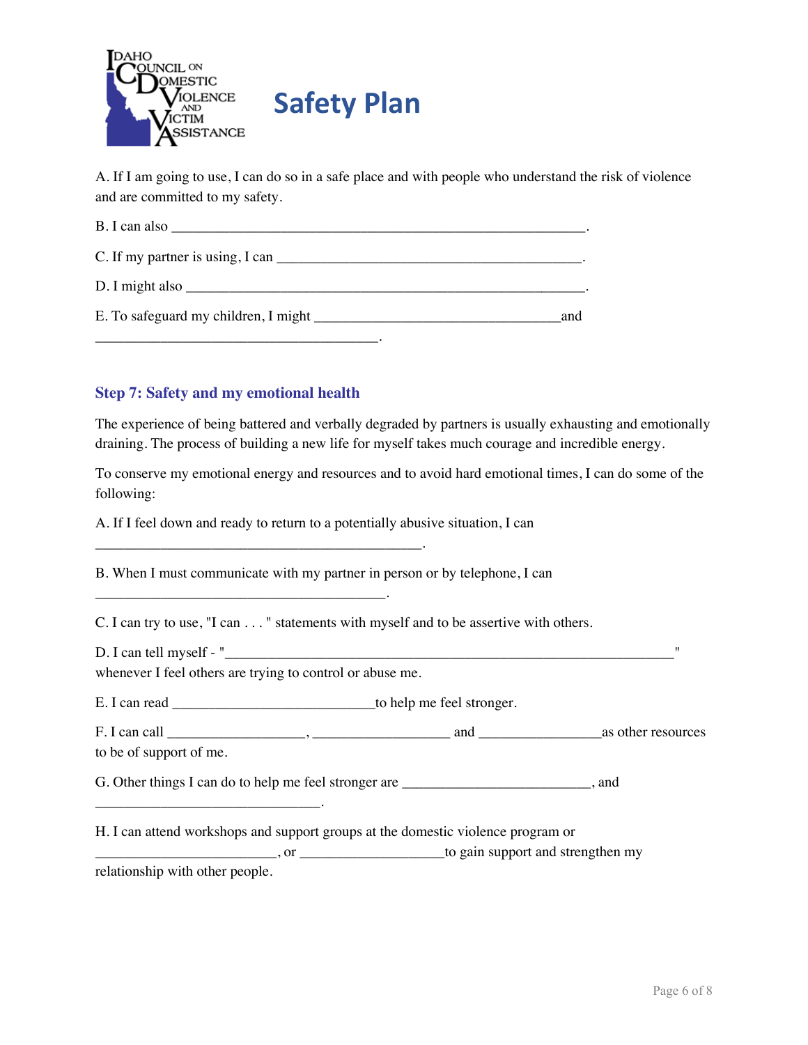# Safety Plan

A. If I am going to use, I can do so in a safe place and with people who understand the risk of violence and are committed to my safety.

B. I can also ___________________________________________________________.

C. If my partner is using, I can ___________________________________________.

D. I might also ________________________________________________________.

E. To safeguard my children, I might __________________________________and ________________________________________.

### Step 7: Safety and my emotional health

The experience of being battered and verbally degraded by partners is usually exhausting and emotionally draining. The process of building a new life for myself takes much courage and incredible energy.

To conserve my emotional energy and resources and to avoid hard emotional times, I can do some of the following:

A. If I feel down and ready to return to a potentially abusive situation, I can ______________________________________________.

B. When I must communicate with my partner in person or by telephone, I can ________________________________________.

C. I can try to use, "I can . . . " statements with myself and to be assertive with others.

D. I can tell myself - "_______________________________________________________________" whenever I feel others are trying to control or abuse me.

E. I can read ____________________________to help me feel stronger.

F. I can call ___________________, ___________________ and _________________as other resources to be of support of me.

G. Other things I can do to help me feel stronger are __________________________, and _______________________________.

H. I can attend workshops and support groups at the domestic violence program or _________________________, or ____________________to gain support and strengthen my relationship with other people.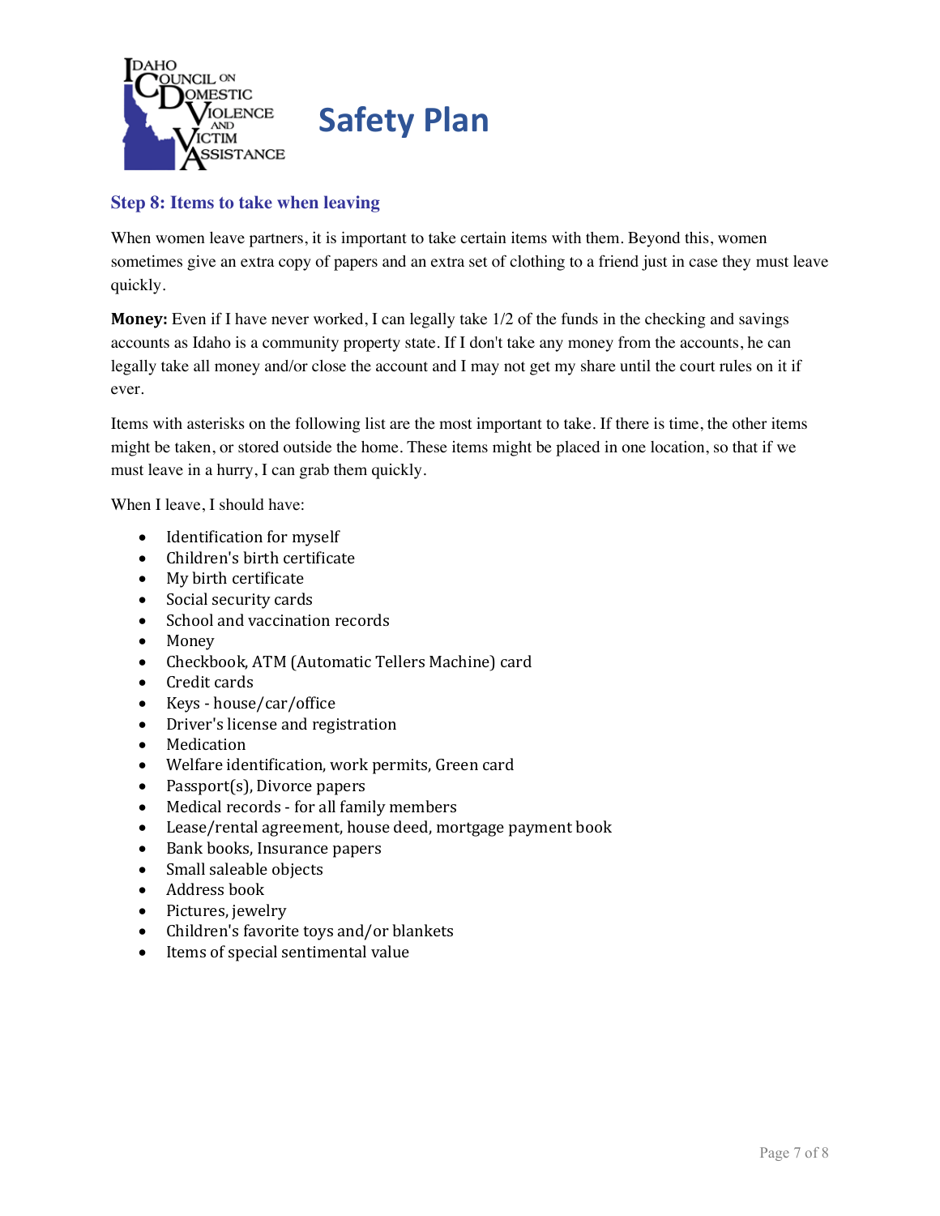# Safety Plan

### Step 8: Items to take when leaving

When women leave partners, it is important to take certain items with them. Beyond this, women sometimes give an extra copy of papers and an extra set of clothing to a friend just in case they must leave quickly.

**Money:** Even if I have never worked, I can legally take 1/2 of the funds in the checking and savings accounts as Idaho is a community property state. If I don't take any money from the accounts, he can legally take all money and/or close the account and I may not get my share until the court rules on it if ever.

Items with asterisks on the following list are the most important to take. If there is time, the other items might be taken, or stored outside the home. These items might be placed in one location, so that if we must leave in a hurry, I can grab them quickly.

When I leave, I should have:

- Identification for myself
- Children's birth certificate
- My birth certificate
- Social security cards
- School and vaccination records
- Money
- Checkbook, ATM (Automatic Tellers Machine) card
- Credit cards
- Keys - house/car/office
- Driver's license and registration
- Medication
- Welfare identification, work permits, Green card
- Passport(s), Divorce papers
- Medical records - for all family members
- Lease/rental agreement, house deed, mortgage payment book
- Bank books, Insurance papers
- Small saleable objects
- Address book
- Pictures, jewelry
- Children's favorite toys and/or blankets
- Items of special sentimental value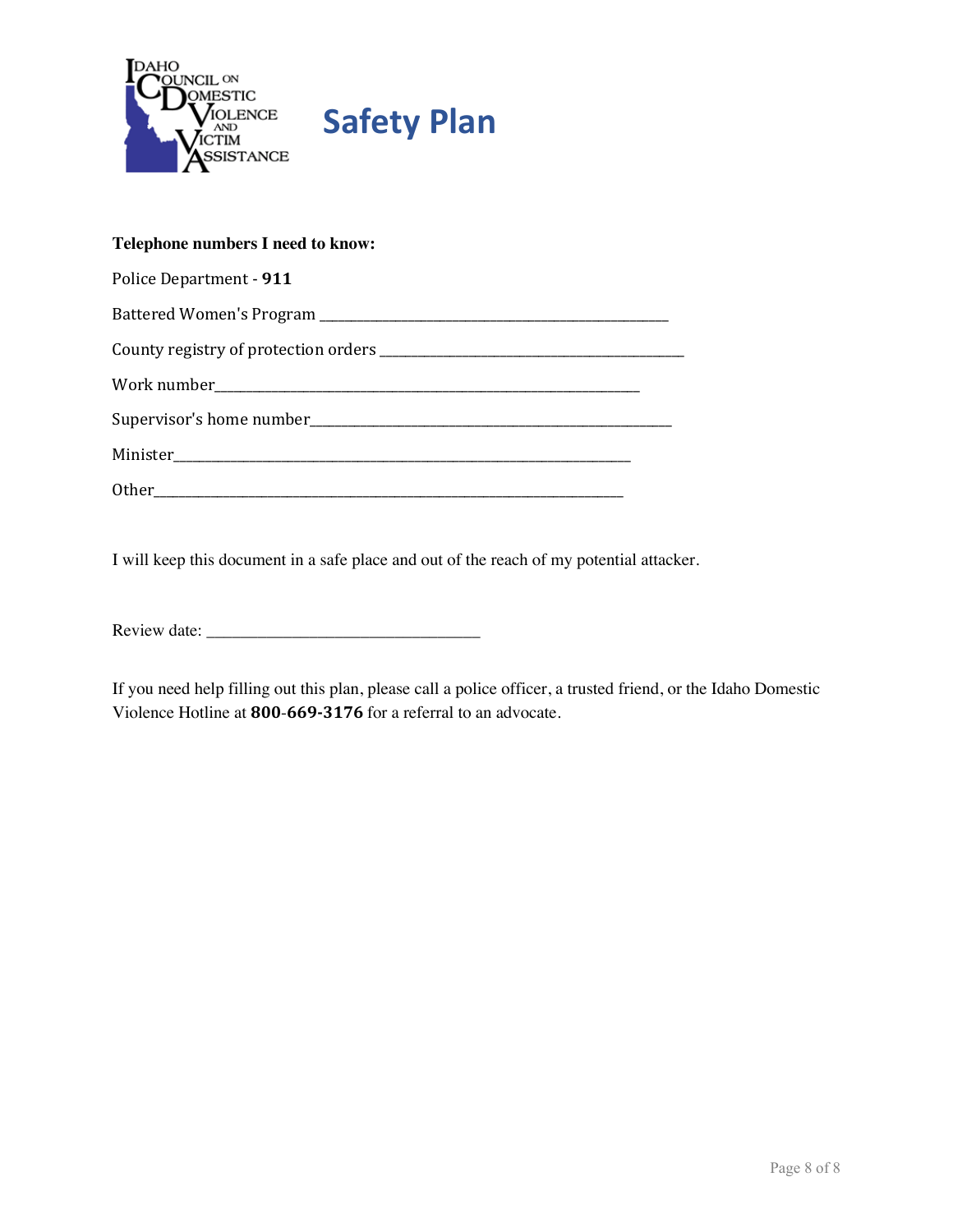# Safety Plan

**Telephone numbers I need to know:**

Police Department - **911**

Battered Women's Program ___________________________________________

County registry of protection orders ______________________________________

Work number____________________________________________________

Supervisor's home number________________________________________________

Minister_______________________________________________________

Other________________________________________________________

I will keep this document in a safe place and out of the reach of my potential attacker.

Review date: _________________________________

If you need help filling out this plan, please call a police officer, a trusted friend, or the Idaho Domestic Violence Hotline at **800-669-3176** for a referral to an advocate.